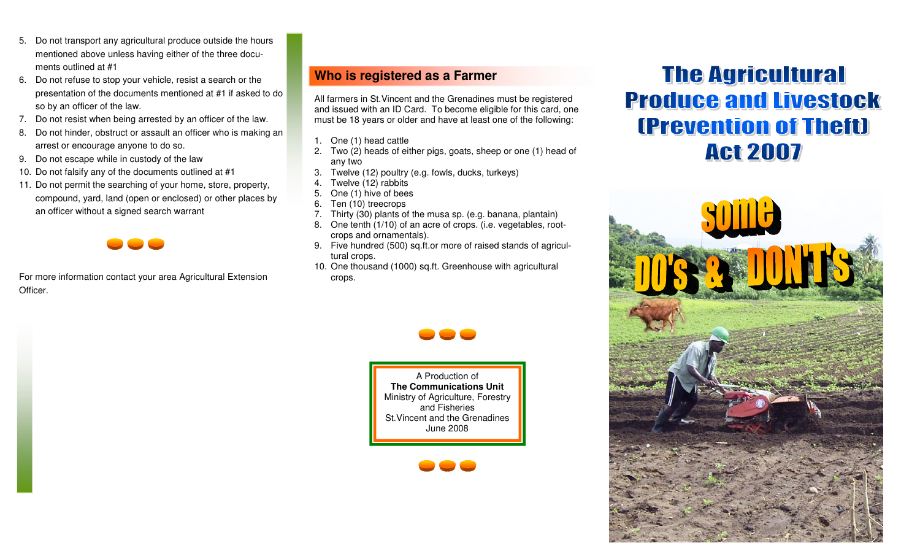5. Do not transport any agricultural produce outside the hours mentioned above unless having either of the three documents outlined at #1
6. Do not refuse to stop your vehicle, resist a search or the presentation of the documents mentioned at #1 if asked to do so by an officer of the law.
7. Do not resist when being arrested by an officer of the law.
8. Do not hinder, obstruct or assault an officer who is making an arrest or encourage anyone to do so.
9. Do not escape while in custody of the law
10. Do not falsify any of the documents outlined at #1
11. Do not permit the searching of your home, store, property, compound, yard, land (open or enclosed) or other places by an officer without a signed search warrant

For more information contact your area Agricultural Extension Officer.

## Who is registered as a Farmer

All farmers in St.Vincent and the Grenadines must be registered and issued with an ID Card. To become eligible for this card, one must be 18 years or older and have at least one of the following:

1. One (1) head cattle
2. Two (2) heads of either pigs, goats, sheep or one (1) head of any two
3. Twelve (12) poultry (e.g. fowls, ducks, turkeys)
4. Twelve (12) rabbits
5. One (1) hive of bees
6. Ten (10) treecrops
7. Thirty (30) plants of the musa sp. (e.g. banana, plantain)
8. One tenth (1/10) of an acre of crops. (i.e. vegetables, root-crops and ornamentals).
9. Five hundred (500) sq.ft.or more of raised stands of agricultural crops.
10. One thousand (1000) sq.ft. Greenhouse with agricultural crops.

A Production of
**The Communications Unit**
Ministry of Agriculture, Forestry and Fisheries
St.Vincent and the Grenadines
June 2008

# The Agricultural Produce and Livestock (Prevention of Theft) Act 2007

## some DO's & DON'T's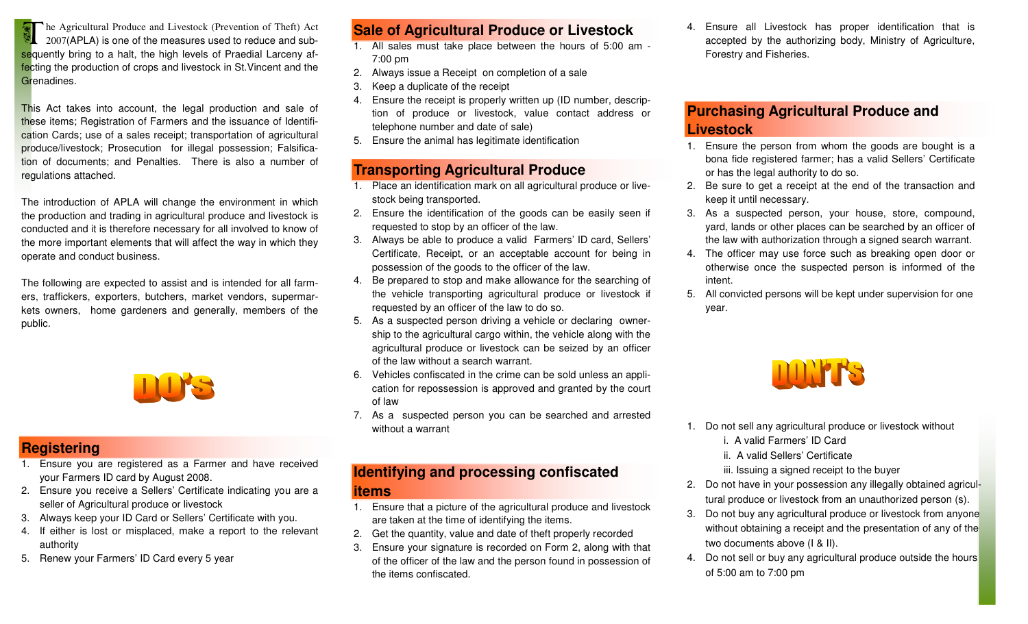The Agricultural Produce and Livestock (Prevention of Theft) Act 2007(APLA) is one of the measures used to reduce and subsequently bring to a halt, the high levels of Praedial Larceny affecting the production of crops and livestock in St.Vincent and the Grenadines.

This Act takes into account, the legal production and sale of these items; Registration of Farmers and the issuance of Identification Cards; use of a sales receipt; transportation of agricultural produce/livestock; Prosecution for illegal possession; Falsification of documents; and Penalties. There is also a number of regulations attached.

The introduction of APLA will change the environment in which the production and trading in agricultural produce and livestock is conducted and it is therefore necessary for all involved to know of the more important elements that will affect the way in which they operate and conduct business.

The following are expected to assist and is intended for all farmers, traffickers, exporters, butchers, market vendors, supermarkets owners, home gardeners and generally, members of the public.

# DO's

## Registering

1. Ensure you are registered as a Farmer and have received your Farmers ID card by August 2008.
2. Ensure you receive a Sellers' Certificate indicating you are a seller of Agricultural produce or livestock
3. Always keep your ID Card or Sellers' Certificate with you.
4. If either is lost or misplaced, make a report to the relevant authority
5. Renew your Farmers' ID Card every 5 year

## Sale of Agricultural Produce or Livestock

1. All sales must take place between the hours of 5:00 am - 7:00 pm
2. Always issue a Receipt on completion of a sale
3. Keep a duplicate of the receipt
4. Ensure the receipt is properly written up (ID number, description of produce or livestock, value contact address or telephone number and date of sale)
5. Ensure the animal has legitimate identification

## Transporting Agricultural Produce

1. Place an identification mark on all agricultural produce or livestock being transported.
2. Ensure the identification of the goods can be easily seen if requested to stop by an officer of the law.
3. Always be able to produce a valid Farmers' ID card, Sellers' Certificate, Receipt, or an acceptable account for being in possession of the goods to the officer of the law.
4. Be prepared to stop and make allowance for the searching of the vehicle transporting agricultural produce or livestock if requested by an officer of the law to do so.
5. As a suspected person driving a vehicle or declaring ownership to the agricultural cargo within, the vehicle along with the agricultural produce or livestock can be seized by an officer of the law without a search warrant.
6. Vehicles confiscated in the crime can be sold unless an application for repossession is approved and granted by the court of law
7. As a suspected person you can be searched and arrested without a warrant

## Identifying and processing confiscated items

1. Ensure that a picture of the agricultural produce and livestock are taken at the time of identifying the items.
2. Get the quantity, value and date of theft properly recorded
3. Ensure your signature is recorded on Form 2, along with that of the officer of the law and the person found in possession of the items confiscated.
4. Ensure all Livestock has proper identification that is accepted by the authorizing body, Ministry of Agriculture, Forestry and Fisheries.

## Purchasing Agricultural Produce and Livestock

1. Ensure the person from whom the goods are bought is a bona fide registered farmer; has a valid Sellers' Certificate or has the legal authority to do so.
2. Be sure to get a receipt at the end of the transaction and keep it until necessary.
3. As a suspected person, your house, store, compound, yard, lands or other places can be searched by an officer of the law with authorization through a signed search warrant.
4. The officer may use force such as breaking open door or otherwise once the suspected person is informed of the intent.
5. All convicted persons will be kept under supervision for one year.

# DON'T's

1. Do not sell any agricultural produce or livestock without
   i. A valid Farmers' ID Card
   ii. A valid Sellers' Certificate
   iii. Issuing a signed receipt to the buyer
2. Do not have in your possession any illegally obtained agricultural produce or livestock from an unauthorized person (s).
3. Do not buy any agricultural produce or livestock from anyone without obtaining a receipt and the presentation of any of the two documents above (I & II).
4. Do not sell or buy any agricultural produce outside the hours of 5:00 am to 7:00 pm